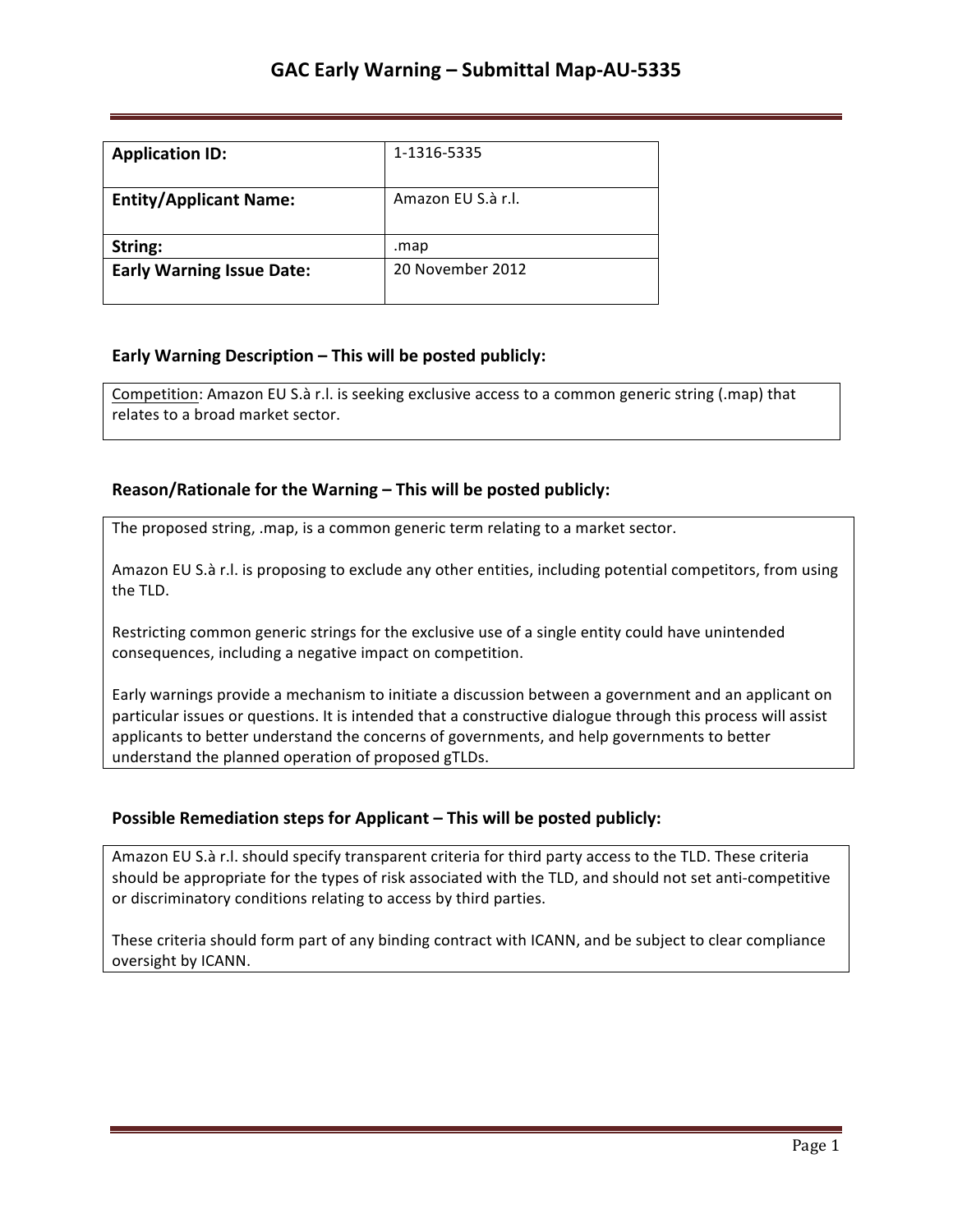# GAC Early Warning – Submittal Map-AU-5335

| **Application ID:** | 1-1316-5335 |
| --- | --- |
| **Entity/Applicant Name:** | Amazon EU S.à r.l. |
| **String:** | .map |
| **Early Warning Issue Date:** | 20 November 2012 |

### Early Warning Description – This will be posted publicly:

Competition: Amazon EU S.à r.l. is seeking exclusive access to a common generic string (.map) that relates to a broad market sector.

### Reason/Rationale for the Warning – This will be posted publicly:

The proposed string, .map, is a common generic term relating to a market sector.

Amazon EU S.à r.l. is proposing to exclude any other entities, including potential competitors, from using the TLD.

Restricting common generic strings for the exclusive use of a single entity could have unintended consequences, including a negative impact on competition.

Early warnings provide a mechanism to initiate a discussion between a government and an applicant on particular issues or questions. It is intended that a constructive dialogue through this process will assist applicants to better understand the concerns of governments, and help governments to better understand the planned operation of proposed gTLDs.

### Possible Remediation steps for Applicant – This will be posted publicly:

Amazon EU S.à r.l. should specify transparent criteria for third party access to the TLD. These criteria should be appropriate for the types of risk associated with the TLD, and should not set anti-competitive or discriminatory conditions relating to access by third parties.

These criteria should form part of any binding contract with ICANN, and be subject to clear compliance oversight by ICANN.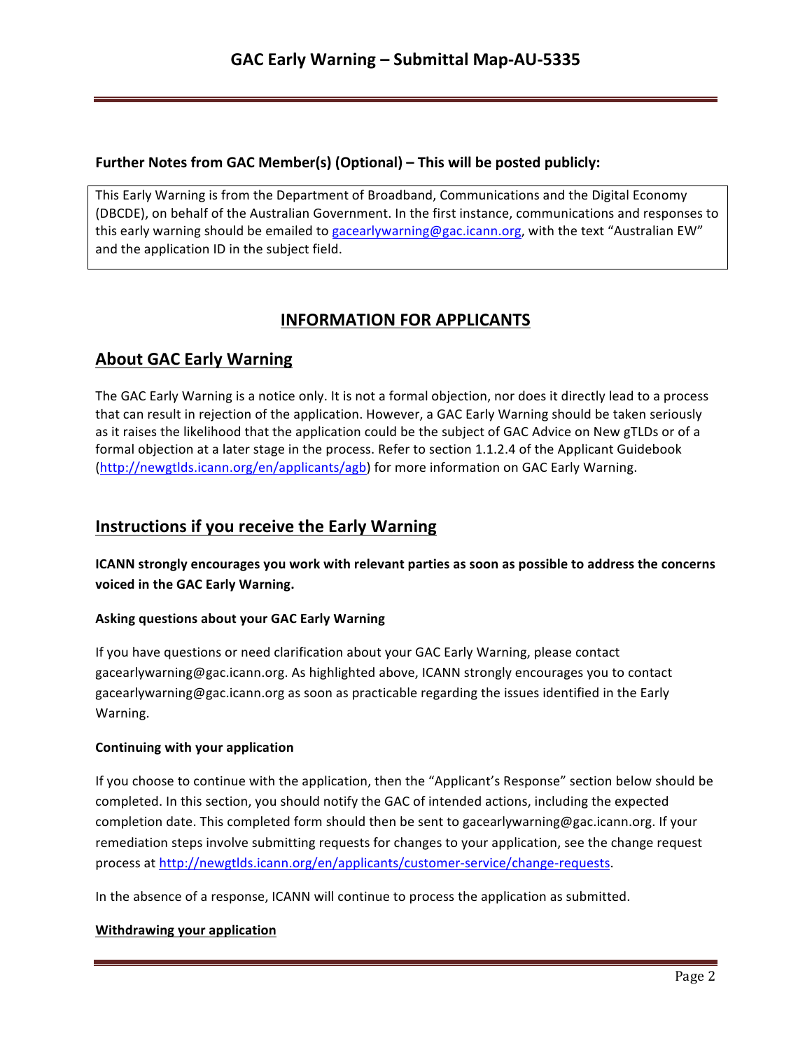**Further Notes from GAC Member(s) (Optional) – This will be posted publicly:**

This Early Warning is from the Department of Broadband, Communications and the Digital Economy (DBCDE), on behalf of the Australian Government. In the first instance, communications and responses to this early warning should be emailed to gacearlywarning@gac.icann.org, with the text "Australian EW" and the application ID in the subject field.

# INFORMATION FOR APPLICANTS

## About GAC Early Warning

The GAC Early Warning is a notice only. It is not a formal objection, nor does it directly lead to a process that can result in rejection of the application. However, a GAC Early Warning should be taken seriously as it raises the likelihood that the application could be the subject of GAC Advice on New gTLDs or of a formal objection at a later stage in the process. Refer to section 1.1.2.4 of the Applicant Guidebook (http://newgtlds.icann.org/en/applicants/agb) for more information on GAC Early Warning.

## Instructions if you receive the Early Warning

**ICANN strongly encourages you work with relevant parties as soon as possible to address the concerns voiced in the GAC Early Warning.**

### Asking questions about your GAC Early Warning

If you have questions or need clarification about your GAC Early Warning, please contact gacearlywarning@gac.icann.org. As highlighted above, ICANN strongly encourages you to contact gacearlywarning@gac.icann.org as soon as practicable regarding the issues identified in the Early Warning.

### Continuing with your application

If you choose to continue with the application, then the "Applicant's Response" section below should be completed. In this section, you should notify the GAC of intended actions, including the expected completion date. This completed form should then be sent to gacearlywarning@gac.icann.org. If your remediation steps involve submitting requests for changes to your application, see the change request process at http://newgtlds.icann.org/en/applicants/customer-service/change-requests.

In the absence of a response, ICANN will continue to process the application as submitted.

### Withdrawing your application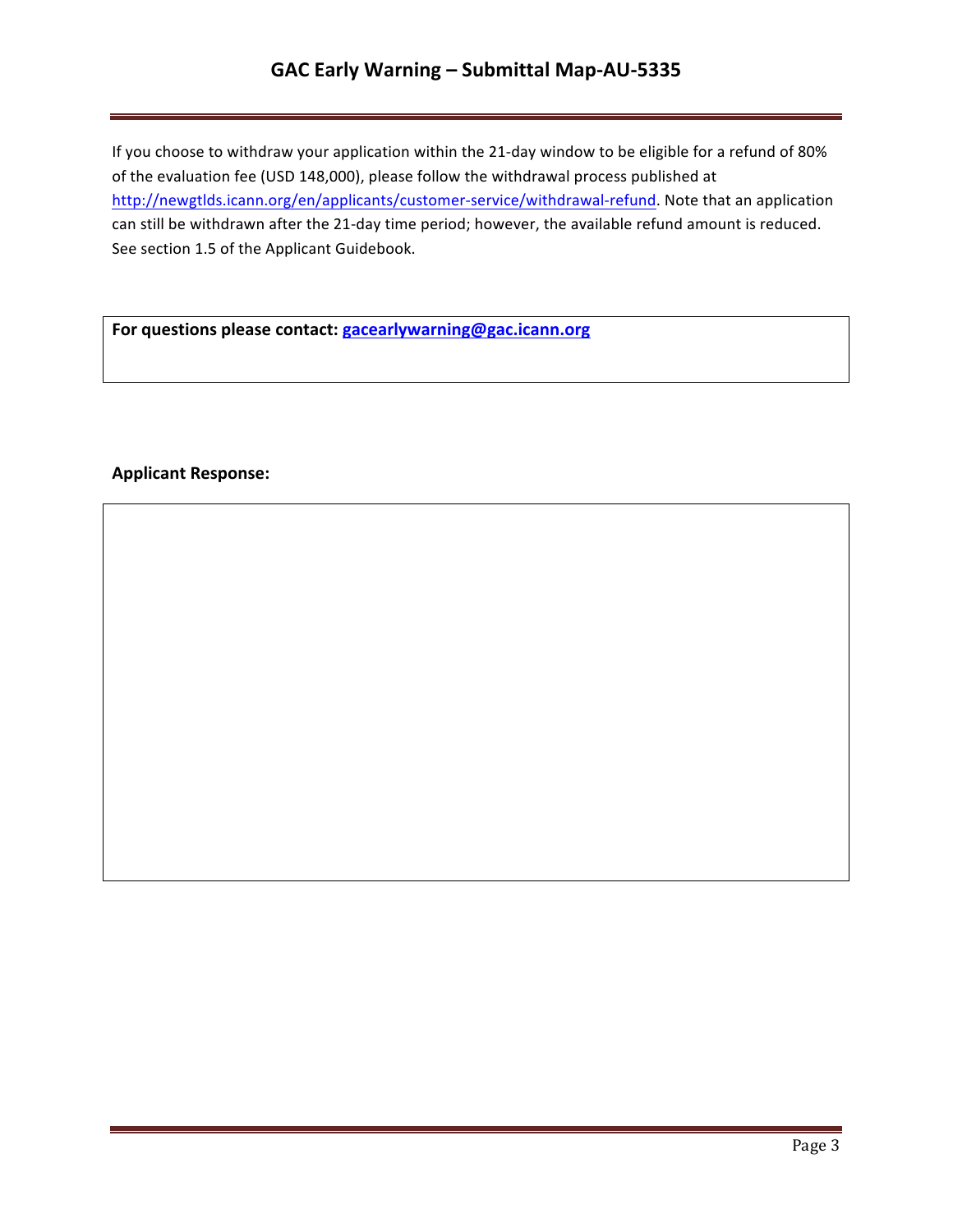If you choose to withdraw your application within the 21-day window to be eligible for a refund of 80% of the evaluation fee (USD 148,000), please follow the withdrawal process published at http://newgtlds.icann.org/en/applicants/customer-service/withdrawal-refund. Note that an application can still be withdrawn after the 21-day time period; however, the available refund amount is reduced. See section 1.5 of the Applicant Guidebook.

**For questions please contact: gacearlywarning@gac.icann.org**

**Applicant Response:**